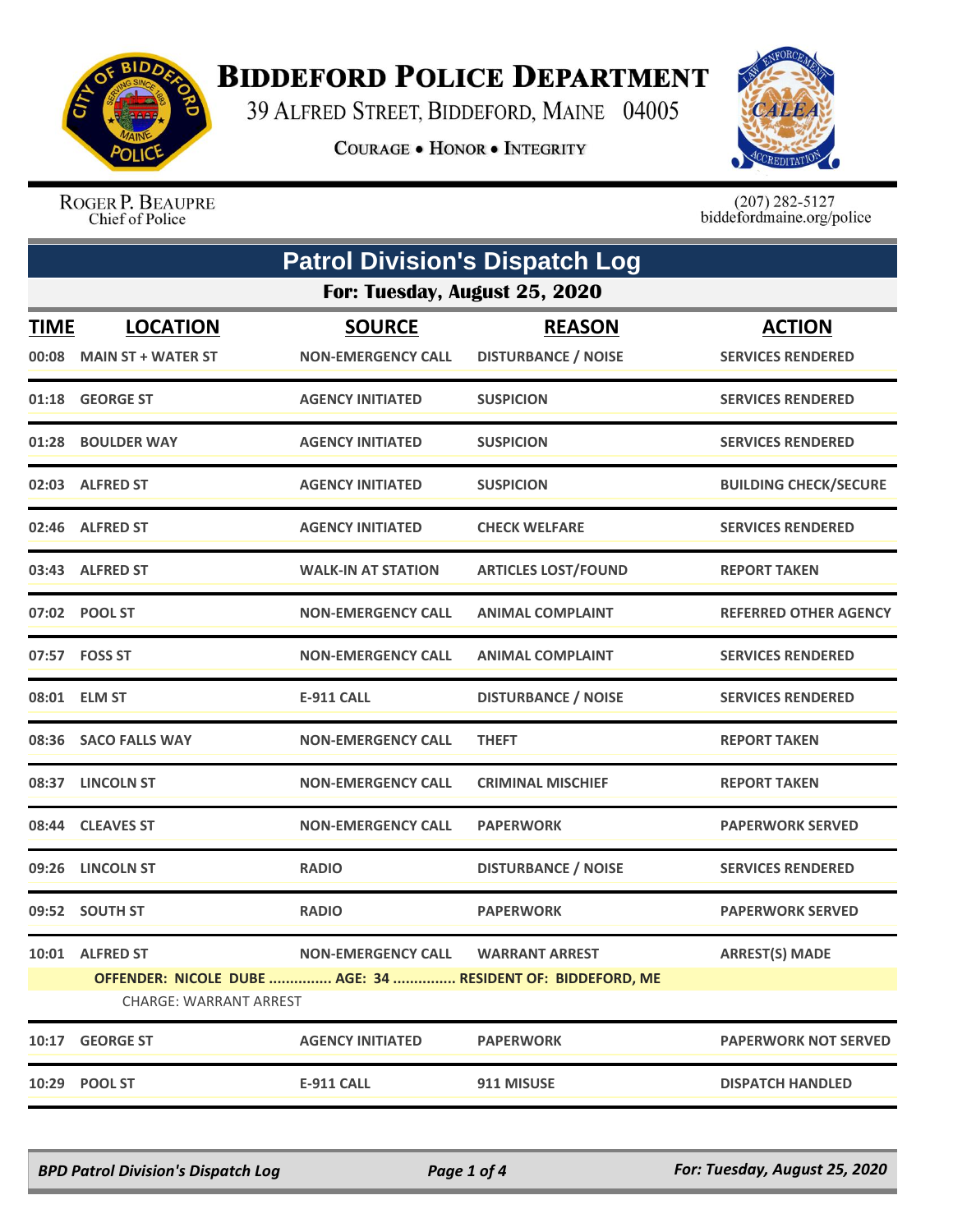# BIDDEFORD POLICE DEPARTMENT

39 ALFRED STREET, BIDDEFORD, MAINE 04005

COURAGE • HONOR • INTEGRITY

ROGER P. BEAUPRE
Chief of Police

(207) 282-5127
biddefordmaine.org/police

## Patrol Division's Dispatch Log

### For: Tuesday, August 25, 2020

| TIME | LOCATION | SOURCE | REASON | ACTION |
|---|---|---|---|---|
| 00:08 | MAIN ST + WATER ST | NON-EMERGENCY CALL | DISTURBANCE / NOISE | SERVICES RENDERED |
| 01:18 | GEORGE ST | AGENCY INITIATED | SUSPICION | SERVICES RENDERED |
| 01:28 | BOULDER WAY | AGENCY INITIATED | SUSPICION | SERVICES RENDERED |
| 02:03 | ALFRED ST | AGENCY INITIATED | SUSPICION | BUILDING CHECK/SECURE |
| 02:46 | ALFRED ST | AGENCY INITIATED | CHECK WELFARE | SERVICES RENDERED |
| 03:43 | ALFRED ST | WALK-IN AT STATION | ARTICLES LOST/FOUND | REPORT TAKEN |
| 07:02 | POOL ST | NON-EMERGENCY CALL | ANIMAL COMPLAINT | REFERRED OTHER AGENCY |
| 07:57 | FOSS ST | NON-EMERGENCY CALL | ANIMAL COMPLAINT | SERVICES RENDERED |
| 08:01 | ELM ST | E-911 CALL | DISTURBANCE / NOISE | SERVICES RENDERED |
| 08:36 | SACO FALLS WAY | NON-EMERGENCY CALL | THEFT | REPORT TAKEN |
| 08:37 | LINCOLN ST | NON-EMERGENCY CALL | CRIMINAL MISCHIEF | REPORT TAKEN |
| 08:44 | CLEAVES ST | NON-EMERGENCY CALL | PAPERWORK | PAPERWORK SERVED |
| 09:26 | LINCOLN ST | RADIO | DISTURBANCE / NOISE | SERVICES RENDERED |
| 09:52 | SOUTH ST | RADIO | PAPERWORK | PAPERWORK SERVED |
| 10:01 | ALFRED ST | NON-EMERGENCY CALL | WARRANT ARREST | ARREST(S) MADE |
| | OFFENDER: NICOLE DUBE ............... AGE: 34 ............... RESIDENT OF: BIDDEFORD, ME | | | |
| | CHARGE: WARRANT ARREST | | | |
| 10:17 | GEORGE ST | AGENCY INITIATED | PAPERWORK | PAPERWORK NOT SERVED |
| 10:29 | POOL ST | E-911 CALL | 911 MISUSE | DISPATCH HANDLED |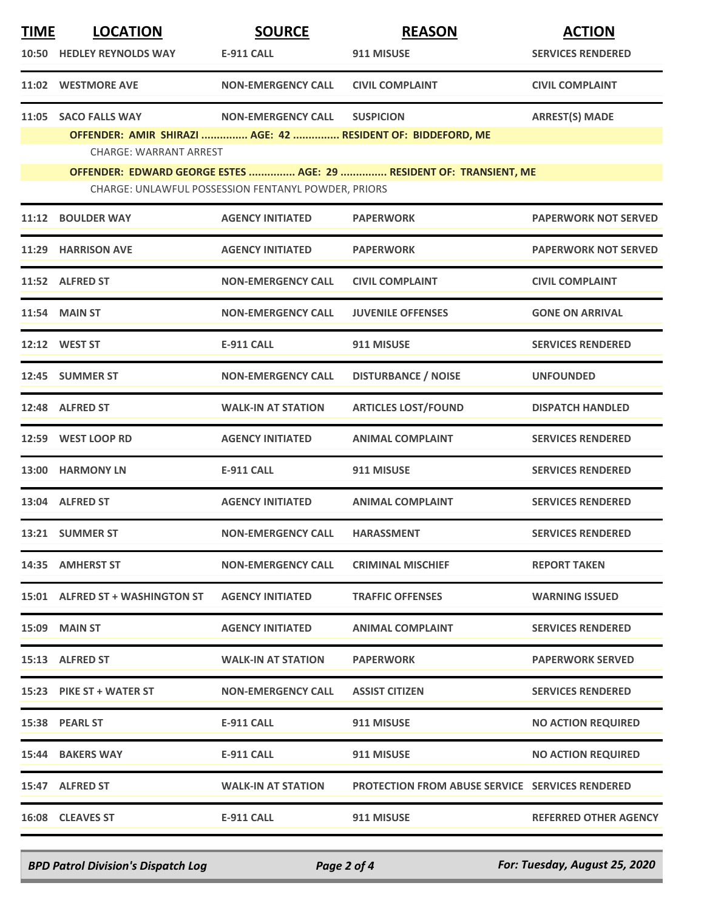| TIME | LOCATION | SOURCE | REASON | ACTION |
|---|---|---|---|---|
| 10:50 | HEDLEY REYNOLDS WAY | E-911 CALL | 911 MISUSE | SERVICES RENDERED |
| 11:02 | WESTMORE AVE | NON-EMERGENCY CALL | CIVIL COMPLAINT | CIVIL COMPLAINT |
| 11:05 | SACO FALLS WAY | NON-EMERGENCY CALL | SUSPICION | ARREST(S) MADE |

**OFFENDER: AMIR SHIRAZI ............... AGE: 42 ............... RESIDENT OF: BIDDEFORD, ME**

CHARGE: WARRANT ARREST

**OFFENDER: EDWARD GEORGE ESTES ............... AGE: 29 ............... RESIDENT OF: TRANSIENT, ME**

CHARGE: UNLAWFUL POSSESSION FENTANYL POWDER, PRIORS

| TIME | LOCATION | SOURCE | REASON | ACTION |
|---|---|---|---|---|
| 11:12 | BOULDER WAY | AGENCY INITIATED | PAPERWORK | PAPERWORK NOT SERVED |
| 11:29 | HARRISON AVE | AGENCY INITIATED | PAPERWORK | PAPERWORK NOT SERVED |
| 11:52 | ALFRED ST | NON-EMERGENCY CALL | CIVIL COMPLAINT | CIVIL COMPLAINT |
| 11:54 | MAIN ST | NON-EMERGENCY CALL | JUVENILE OFFENSES | GONE ON ARRIVAL |
| 12:12 | WEST ST | E-911 CALL | 911 MISUSE | SERVICES RENDERED |
| 12:45 | SUMMER ST | NON-EMERGENCY CALL | DISTURBANCE / NOISE | UNFOUNDED |
| 12:48 | ALFRED ST | WALK-IN AT STATION | ARTICLES LOST/FOUND | DISPATCH HANDLED |
| 12:59 | WEST LOOP RD | AGENCY INITIATED | ANIMAL COMPLAINT | SERVICES RENDERED |
| 13:00 | HARMONY LN | E-911 CALL | 911 MISUSE | SERVICES RENDERED |
| 13:04 | ALFRED ST | AGENCY INITIATED | ANIMAL COMPLAINT | SERVICES RENDERED |
| 13:21 | SUMMER ST | NON-EMERGENCY CALL | HARASSMENT | SERVICES RENDERED |
| 14:35 | AMHERST ST | NON-EMERGENCY CALL | CRIMINAL MISCHIEF | REPORT TAKEN |
| 15:01 | ALFRED ST + WASHINGTON ST | AGENCY INITIATED | TRAFFIC OFFENSES | WARNING ISSUED |
| 15:09 | MAIN ST | AGENCY INITIATED | ANIMAL COMPLAINT | SERVICES RENDERED |
| 15:13 | ALFRED ST | WALK-IN AT STATION | PAPERWORK | PAPERWORK SERVED |
| 15:23 | PIKE ST + WATER ST | NON-EMERGENCY CALL | ASSIST CITIZEN | SERVICES RENDERED |
| 15:38 | PEARL ST | E-911 CALL | 911 MISUSE | NO ACTION REQUIRED |
| 15:44 | BAKERS WAY | E-911 CALL | 911 MISUSE | NO ACTION REQUIRED |
| 15:47 | ALFRED ST | WALK-IN AT STATION | PROTECTION FROM ABUSE SERVICE | SERVICES RENDERED |
| 16:08 | CLEAVES ST | E-911 CALL | 911 MISUSE | REFERRED OTHER AGENCY |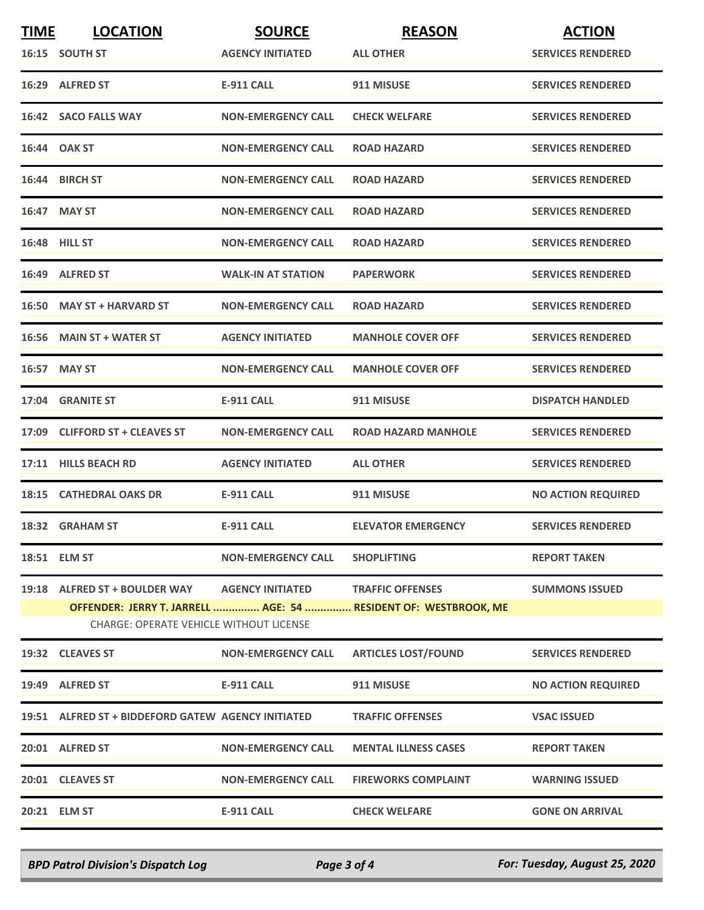| TIME | LOCATION | SOURCE | REASON | ACTION |
|---|---|---|---|---|
| 16:15 | SOUTH ST | AGENCY INITIATED | ALL OTHER | SERVICES RENDERED |
| 16:29 | ALFRED ST | E-911 CALL | 911 MISUSE | SERVICES RENDERED |
| 16:42 | SACO FALLS WAY | NON-EMERGENCY CALL | CHECK WELFARE | SERVICES RENDERED |
| 16:44 | OAK ST | NON-EMERGENCY CALL | ROAD HAZARD | SERVICES RENDERED |
| 16:44 | BIRCH ST | NON-EMERGENCY CALL | ROAD HAZARD | SERVICES RENDERED |
| 16:47 | MAY ST | NON-EMERGENCY CALL | ROAD HAZARD | SERVICES RENDERED |
| 16:48 | HILL ST | NON-EMERGENCY CALL | ROAD HAZARD | SERVICES RENDERED |
| 16:49 | ALFRED ST | WALK-IN AT STATION | PAPERWORK | SERVICES RENDERED |
| 16:50 | MAY ST + HARVARD ST | NON-EMERGENCY CALL | ROAD HAZARD | SERVICES RENDERED |
| 16:56 | MAIN ST + WATER ST | AGENCY INITIATED | MANHOLE COVER OFF | SERVICES RENDERED |
| 16:57 | MAY ST | NON-EMERGENCY CALL | MANHOLE COVER OFF | SERVICES RENDERED |
| 17:04 | GRANITE ST | E-911 CALL | 911 MISUSE | DISPATCH HANDLED |
| 17:09 | CLIFFORD ST + CLEAVES ST | NON-EMERGENCY CALL | ROAD HAZARD MANHOLE | SERVICES RENDERED |
| 17:11 | HILLS BEACH RD | AGENCY INITIATED | ALL OTHER | SERVICES RENDERED |
| 18:15 | CATHEDRAL OAKS DR | E-911 CALL | 911 MISUSE | NO ACTION REQUIRED |
| 18:32 | GRAHAM ST | E-911 CALL | ELEVATOR EMERGENCY | SERVICES RENDERED |
| 18:51 | ELM ST | NON-EMERGENCY CALL | SHOPLIFTING | REPORT TAKEN |
| 19:18 | ALFRED ST + BOULDER WAY | AGENCY INITIATED | TRAFFIC OFFENSES | SUMMONS ISSUED |
| | OFFENDER: JERRY T. JARRELL ............... AGE: 54 ............... RESIDENT OF: WESTBROOK, ME | | | |
| | CHARGE: OPERATE VEHICLE WITHOUT LICENSE | | | |
| 19:32 | CLEAVES ST | NON-EMERGENCY CALL | ARTICLES LOST/FOUND | SERVICES RENDERED |
| 19:49 | ALFRED ST | E-911 CALL | 911 MISUSE | NO ACTION REQUIRED |
| 19:51 | ALFRED ST + BIDDEFORD GATEW | AGENCY INITIATED | TRAFFIC OFFENSES | VSAC ISSUED |
| 20:01 | ALFRED ST | NON-EMERGENCY CALL | MENTAL ILLNESS CASES | REPORT TAKEN |
| 20:01 | CLEAVES ST | NON-EMERGENCY CALL | FIREWORKS COMPLAINT | WARNING ISSUED |
| 20:21 | ELM ST | E-911 CALL | CHECK WELFARE | GONE ON ARRIVAL |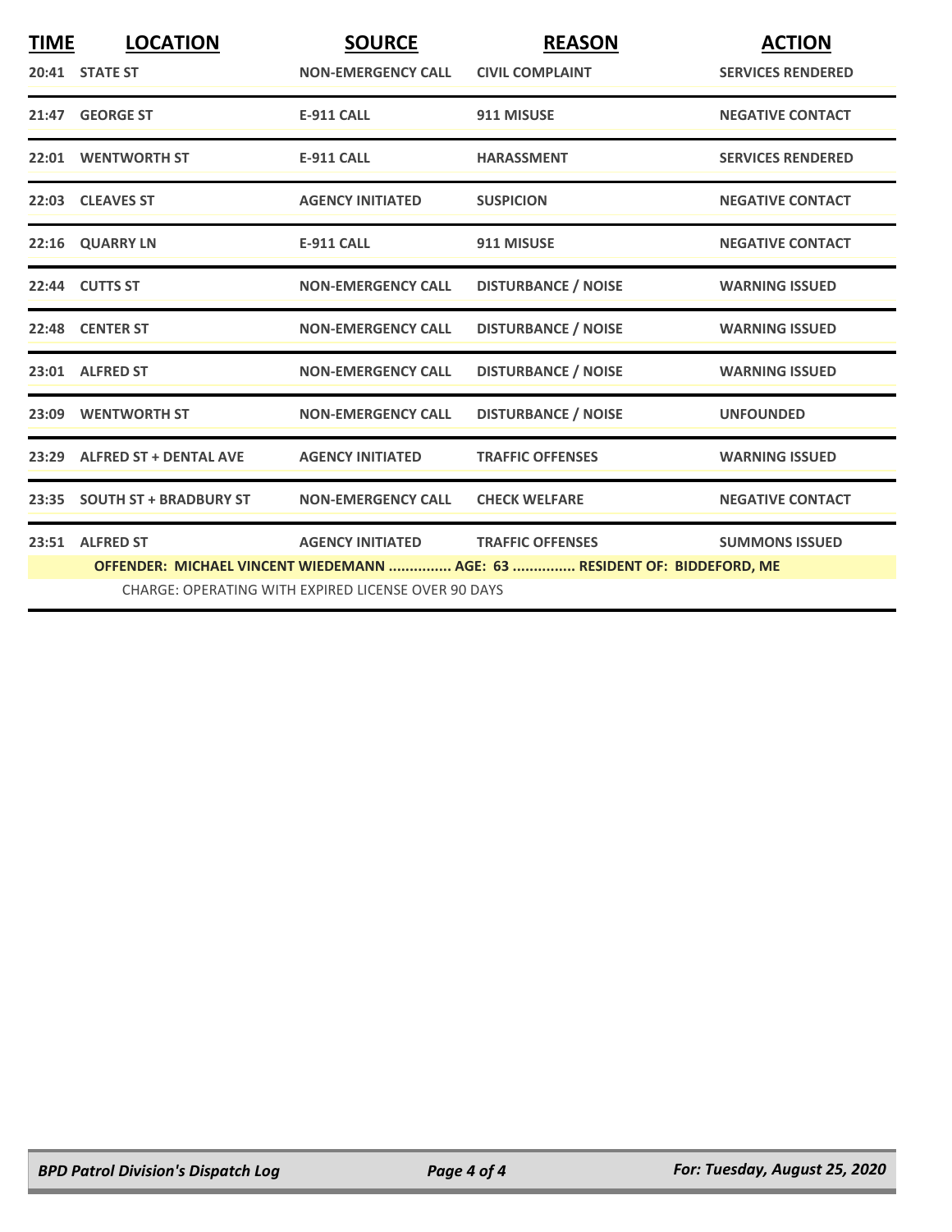| TIME | LOCATION | SOURCE | REASON | ACTION |
|---|---|---|---|---|
| 20:41 | STATE ST | NON-EMERGENCY CALL | CIVIL COMPLAINT | SERVICES RENDERED |
| 21:47 | GEORGE ST | E-911 CALL | 911 MISUSE | NEGATIVE CONTACT |
| 22:01 | WENTWORTH ST | E-911 CALL | HARASSMENT | SERVICES RENDERED |
| 22:03 | CLEAVES ST | AGENCY INITIATED | SUSPICION | NEGATIVE CONTACT |
| 22:16 | QUARRY LN | E-911 CALL | 911 MISUSE | NEGATIVE CONTACT |
| 22:44 | CUTTS ST | NON-EMERGENCY CALL | DISTURBANCE / NOISE | WARNING ISSUED |
| 22:48 | CENTER ST | NON-EMERGENCY CALL | DISTURBANCE / NOISE | WARNING ISSUED |
| 23:01 | ALFRED ST | NON-EMERGENCY CALL | DISTURBANCE / NOISE | WARNING ISSUED |
| 23:09 | WENTWORTH ST | NON-EMERGENCY CALL | DISTURBANCE / NOISE | UNFOUNDED |
| 23:29 | ALFRED ST + DENTAL AVE | AGENCY INITIATED | TRAFFIC OFFENSES | WARNING ISSUED |
| 23:35 | SOUTH ST + BRADBURY ST | NON-EMERGENCY CALL | CHECK WELFARE | NEGATIVE CONTACT |
| 23:51 | ALFRED ST | AGENCY INITIATED | TRAFFIC OFFENSES | SUMMONS ISSUED |

**OFFENDER: MICHAEL VINCENT WIEDEMANN ............... AGE: 63 ............... RESIDENT OF: BIDDEFORD, ME**

CHARGE: OPERATING WITH EXPIRED LICENSE OVER 90 DAYS